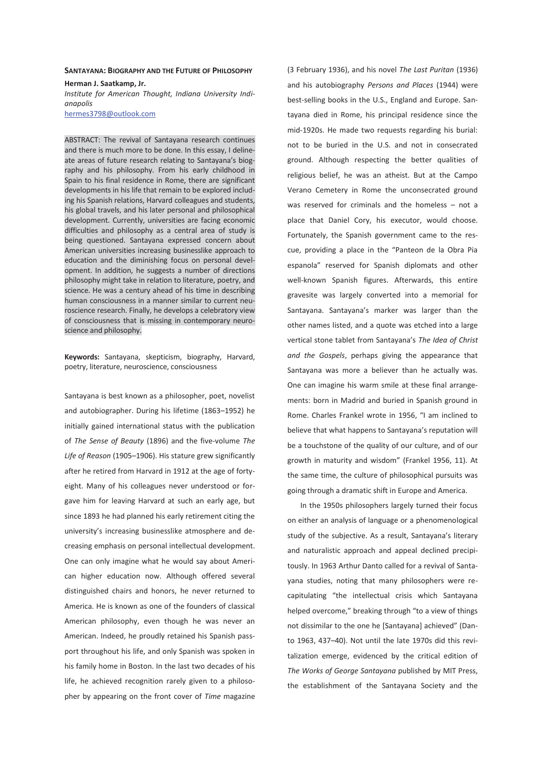## Santayana: Biography and the Future of Philosophy

**Herman J. Saatkamp, Jr.**

*Institute for American Thought, Indiana University Indianapolis*

hermes3798@outlook.com

ABSTRACT: The revival of Santayana research continues and there is much more to be done. In this essay, I delineate areas of future research relating to Santayana's biography and his philosophy. From his early childhood in Spain to his final residence in Rome, there are significant developments in his life that remain to be explored including his Spanish relations, Harvard colleagues and students, his global travels, and his later personal and philosophical development. Currently, universities are facing economic difficulties and philosophy as a central area of study is being questioned. Santayana expressed concern about American universities increasing businesslike approach to education and the diminishing focus on personal development. In addition, he suggests a number of directions philosophy might take in relation to literature, poetry, and science. He was a century ahead of his time in describing human consciousness in a manner similar to current neuroscience research. Finally, he develops a celebratory view of consciousness that is missing in contemporary neuroscience and philosophy.

**Keywords:** Santayana, skepticism, biography, Harvard, poetry, literature, neuroscience, consciousness

Santayana is best known as a philosopher, poet, novelist and autobiographer. During his lifetime (1863–1952) he initially gained international status with the publication of *The Sense of Beauty* (1896) and the five-volume *The Life of Reason* (1905–1906). His stature grew significantly after he retired from Harvard in 1912 at the age of forty-eight. Many of his colleagues never understood or forgave him for leaving Harvard at such an early age, but since 1893 he had planned his early retirement citing the university's increasing businesslike atmosphere and decreasing emphasis on personal intellectual development. One can only imagine what he would say about American higher education now. Although offered several distinguished chairs and honors, he never returned to America. He is known as one of the founders of classical American philosophy, even though he was never an American. Indeed, he proudly retained his Spanish passport throughout his life, and only Spanish was spoken in his family home in Boston. In the last two decades of his life, he achieved recognition rarely given to a philosopher by appearing on the front cover of *Time* magazine (3 February 1936), and his novel *The Last Puritan* (1936) and his autobiography *Persons and Places* (1944) were best-selling books in the U.S., England and Europe. Santayana died in Rome, his principal residence since the mid-1920s. He made two requests regarding his burial: not to be buried in the U.S. and not in consecrated ground. Although respecting the better qualities of religious belief, he was an atheist. But at the Campo Verano Cemetery in Rome the unconsecrated ground was reserved for criminals and the homeless – not a place that Daniel Cory, his executor, would choose. Fortunately, the Spanish government came to the rescue, providing a place in the "Panteon de la Obra Pia espanola" reserved for Spanish diplomats and other well-known Spanish figures. Afterwards, this entire gravesite was largely converted into a memorial for Santayana. Santayana's marker was larger than the other names listed, and a quote was etched into a large vertical stone tablet from Santayana's *The Idea of Christ and the Gospels*, perhaps giving the appearance that Santayana was more a believer than he actually was. One can imagine his warm smile at these final arrangements: born in Madrid and buried in Spanish ground in Rome. Charles Frankel wrote in 1956, "I am inclined to believe that what happens to Santayana's reputation will be a touchstone of the quality of our culture, and of our growth in maturity and wisdom" (Frankel 1956, 11). At the same time, the culture of philosophical pursuits was going through a dramatic shift in Europe and America.

In the 1950s philosophers largely turned their focus on either an analysis of language or a phenomenological study of the subjective. As a result, Santayana's literary and naturalistic approach and appeal declined precipitously. In 1963 Arthur Danto called for a revival of Santayana studies, noting that many philosophers were recapitulating "the intellectual crisis which Santayana helped overcome," breaking through "to a view of things not dissimilar to the one he [Santayana] achieved" (Danto 1963, 437–40). Not until the late 1970s did this revitalization emerge, evidenced by the critical edition of *The Works of George Santayana* published by MIT Press, the establishment of the Santayana Society and the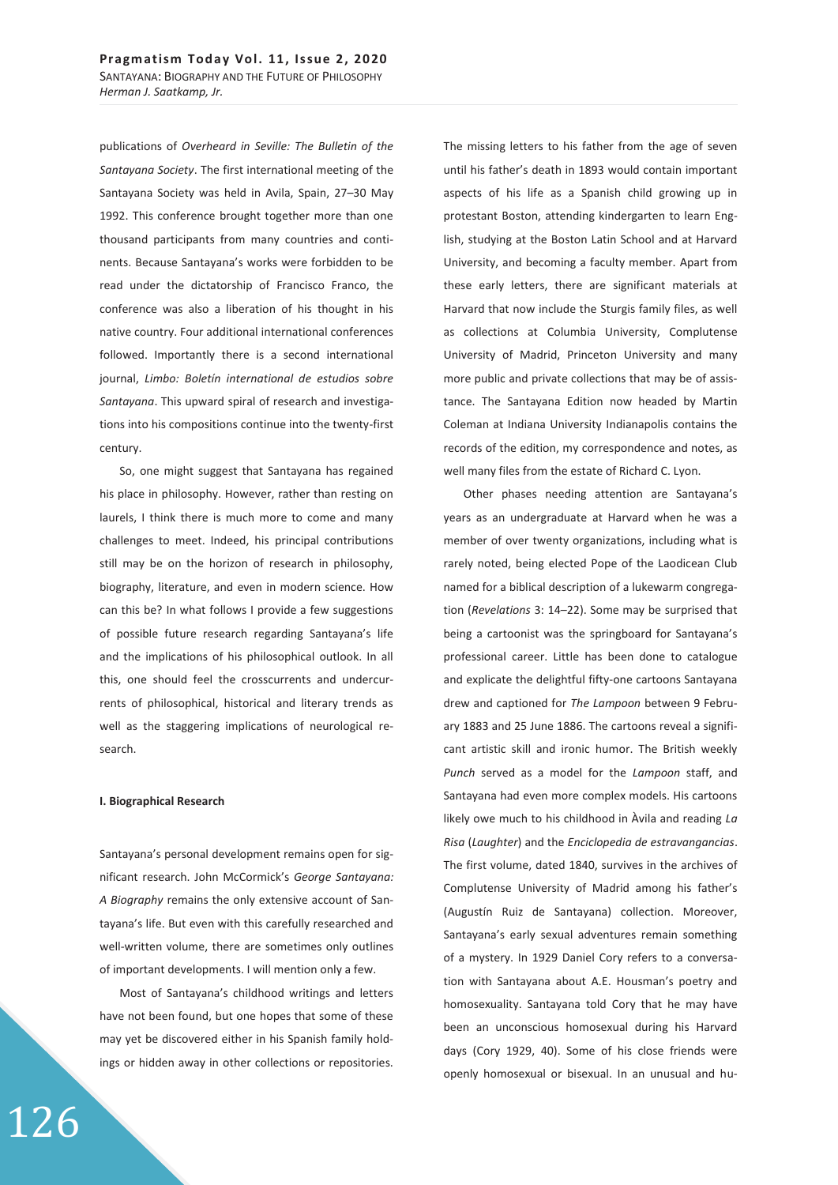publications of *Overheard in Seville: The Bulletin of the Santayana Society*. The first international meeting of the Santayana Society was held in Avila, Spain, 27–30 May 1992. This conference brought together more than one thousand participants from many countries and continents. Because Santayana's works were forbidden to be read under the dictatorship of Francisco Franco, the conference was also a liberation of his thought in his native country. Four additional international conferences followed. Importantly there is a second international journal, *Limbo: Boletín international de estudios sobre Santayana*. This upward spiral of research and investigations into his compositions continue into the twenty-first century.

So, one might suggest that Santayana has regained his place in philosophy. However, rather than resting on laurels, I think there is much more to come and many challenges to meet. Indeed, his principal contributions still may be on the horizon of research in philosophy, biography, literature, and even in modern science. How can this be? In what follows I provide a few suggestions of possible future research regarding Santayana's life and the implications of his philosophical outlook. In all this, one should feel the crosscurrents and undercurrents of philosophical, historical and literary trends as well as the staggering implications of neurological research.

**I. Biographical Research**

Santayana's personal development remains open for significant research. John McCormick's *George Santayana: A Biography* remains the only extensive account of Santayana's life. But even with this carefully researched and well-written volume, there are sometimes only outlines of important developments. I will mention only a few.

Most of Santayana's childhood writings and letters have not been found, but one hopes that some of these may yet be discovered either in his Spanish family holdings or hidden away in other collections or repositories. The missing letters to his father from the age of seven until his father's death in 1893 would contain important aspects of his life as a Spanish child growing up in protestant Boston, attending kindergarten to learn English, studying at the Boston Latin School and at Harvard University, and becoming a faculty member. Apart from these early letters, there are significant materials at Harvard that now include the Sturgis family files, as well as collections at Columbia University, Complutense University of Madrid, Princeton University and many more public and private collections that may be of assistance. The Santayana Edition now headed by Martin Coleman at Indiana University Indianapolis contains the records of the edition, my correspondence and notes, as well many files from the estate of Richard C. Lyon.

Other phases needing attention are Santayana's years as an undergraduate at Harvard when he was a member of over twenty organizations, including what is rarely noted, being elected Pope of the Laodicean Club named for a biblical description of a lukewarm congregation (*Revelations* 3: 14–22). Some may be surprised that being a cartoonist was the springboard for Santayana's professional career. Little has been done to catalogue and explicate the delightful fifty-one cartoons Santayana drew and captioned for *The Lampoon* between 9 February 1883 and 25 June 1886. The cartoons reveal a significant artistic skill and ironic humor. The British weekly *Punch* served as a model for the *Lampoon* staff, and Santayana had even more complex models. His cartoons likely owe much to his childhood in Àvila and reading *La Risa* (*Laughter*) and the *Enciclopedia de estravangancias*. The first volume, dated 1840, survives in the archives of Complutense University of Madrid among his father's (Augustín Ruiz de Santayana) collection. Moreover, Santayana's early sexual adventures remain something of a mystery. In 1929 Daniel Cory refers to a conversation with Santayana about A.E. Housman's poetry and homosexuality. Santayana told Cory that he may have been an unconscious homosexual during his Harvard days (Cory 1929, 40). Some of his close friends were openly homosexual or bisexual. In an unusual and hu-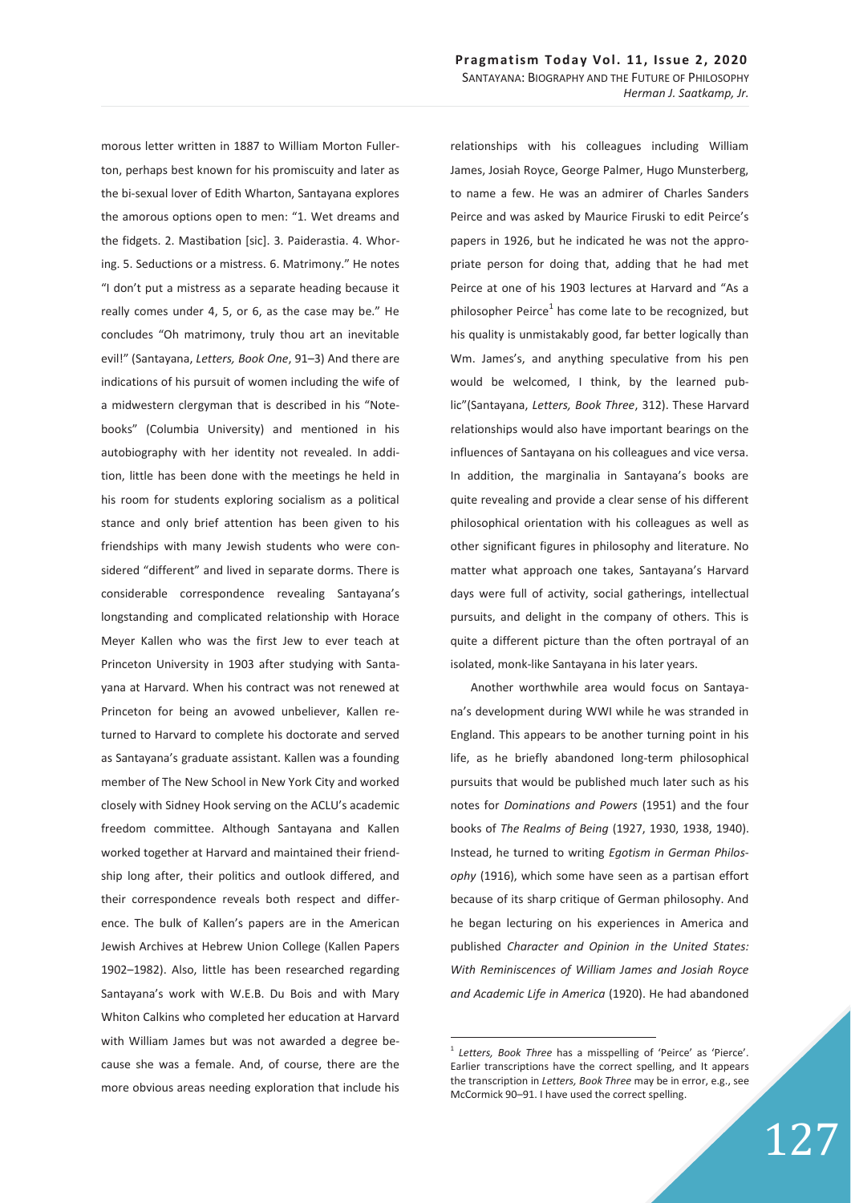morous letter written in 1887 to William Morton Fullerton, perhaps best known for his promiscuity and later as the bi-sexual lover of Edith Wharton, Santayana explores the amorous options open to men: "1. Wet dreams and the fidgets. 2. Mastibation [sic]. 3. Paiderastia. 4. Whoring. 5. Seductions or a mistress. 6. Matrimony." He notes "I don't put a mistress as a separate heading because it really comes under 4, 5, or 6, as the case may be." He concludes "Oh matrimony, truly thou art an inevitable evil!" (Santayana, *Letters, Book One*, 91–3) And there are indications of his pursuit of women including the wife of a midwestern clergyman that is described in his "Notebooks" (Columbia University) and mentioned in his autobiography with her identity not revealed. In addition, little has been done with the meetings he held in his room for students exploring socialism as a political stance and only brief attention has been given to his friendships with many Jewish students who were considered "different" and lived in separate dorms. There is considerable correspondence revealing Santayana's longstanding and complicated relationship with Horace Meyer Kallen who was the first Jew to ever teach at Princeton University in 1903 after studying with Santayana at Harvard. When his contract was not renewed at Princeton for being an avowed unbeliever, Kallen returned to Harvard to complete his doctorate and served as Santayana's graduate assistant. Kallen was a founding member of The New School in New York City and worked closely with Sidney Hook serving on the ACLU's academic freedom committee. Although Santayana and Kallen worked together at Harvard and maintained their friendship long after, their politics and outlook differed, and their correspondence reveals both respect and difference. The bulk of Kallen's papers are in the American Jewish Archives at Hebrew Union College (Kallen Papers 1902–1982). Also, little has been researched regarding Santayana's work with W.E.B. Du Bois and with Mary Whiton Calkins who completed her education at Harvard with William James but was not awarded a degree because she was a female. And, of course, there are the more obvious areas needing exploration that include his relationships with his colleagues including William James, Josiah Royce, George Palmer, Hugo Munsterberg, to name a few. He was an admirer of Charles Sanders Peirce and was asked by Maurice Firuski to edit Peirce's papers in 1926, but he indicated he was not the appropriate person for doing that, adding that he had met Peirce at one of his 1903 lectures at Harvard and "As a philosopher Peirce[1] has come late to be recognized, but his quality is unmistakably good, far better logically than Wm. James's, and anything speculative from his pen would be welcomed, I think, by the learned public"(Santayana, *Letters, Book Three*, 312). These Harvard relationships would also have important bearings on the influences of Santayana on his colleagues and vice versa. In addition, the marginalia in Santayana's books are quite revealing and provide a clear sense of his different philosophical orientation with his colleagues as well as other significant figures in philosophy and literature. No matter what approach one takes, Santayana's Harvard days were full of activity, social gatherings, intellectual pursuits, and delight in the company of others. This is quite a different picture than the often portrayal of an isolated, monk-like Santayana in his later years.

Another worthwhile area would focus on Santayana's development during WWI while he was stranded in England. This appears to be another turning point in his life, as he briefly abandoned long-term philosophical pursuits that would be published much later such as his notes for *Dominations and Powers* (1951) and the four books of *The Realms of Being* (1927, 1930, 1938, 1940). Instead, he turned to writing *Egotism in German Philosophy* (1916), which some have seen as a partisan effort because of its sharp critique of German philosophy. And he began lecturing on his experiences in America and published *Character and Opinion in the United States: With Reminiscences of William James and Josiah Royce and Academic Life in America* (1920). He had abandoned

[1] *Letters, Book Three* has a misspelling of 'Peirce' as 'Pierce'. Earlier transcriptions have the correct spelling, and It appears the transcription in *Letters, Book Three* may be in error, e.g., see McCormick 90–91. I have used the correct spelling.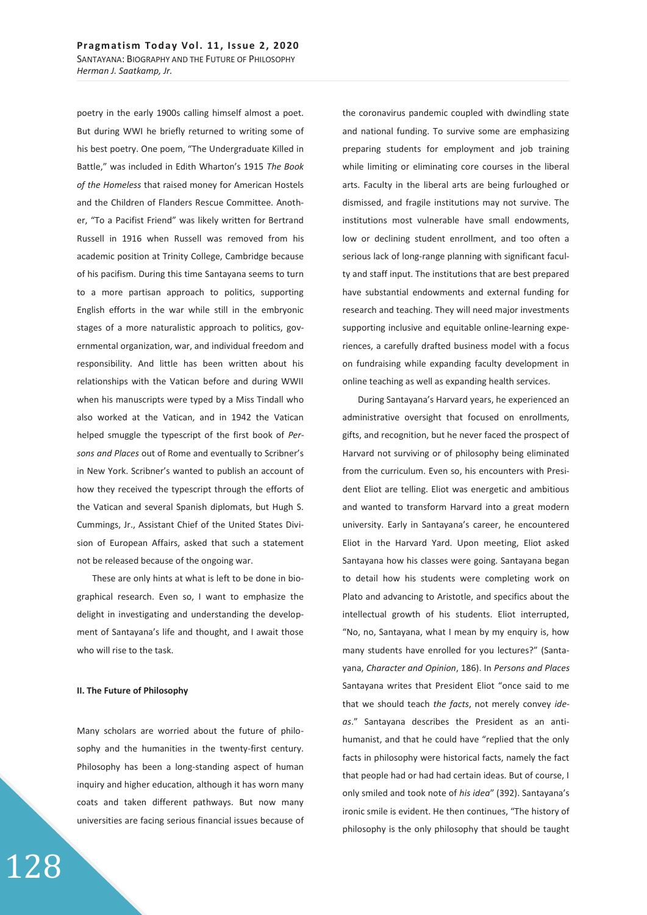poetry in the early 1900s calling himself almost a poet. But during WWI he briefly returned to writing some of his best poetry. One poem, "The Undergraduate Killed in Battle," was included in Edith Wharton's 1915 *The Book of the Homeless* that raised money for American Hostels and the Children of Flanders Rescue Committee. Another, "To a Pacifist Friend" was likely written for Bertrand Russell in 1916 when Russell was removed from his academic position at Trinity College, Cambridge because of his pacifism. During this time Santayana seems to turn to a more partisan approach to politics, supporting English efforts in the war while still in the embryonic stages of a more naturalistic approach to politics, governmental organization, war, and individual freedom and responsibility. And little has been written about his relationships with the Vatican before and during WWII when his manuscripts were typed by a Miss Tindall who also worked at the Vatican, and in 1942 the Vatican helped smuggle the typescript of the first book of *Persons and Places* out of Rome and eventually to Scribner's in New York. Scribner's wanted to publish an account of how they received the typescript through the efforts of the Vatican and several Spanish diplomats, but Hugh S. Cummings, Jr., Assistant Chief of the United States Division of European Affairs, asked that such a statement not be released because of the ongoing war.

These are only hints at what is left to be done in biographical research. Even so, I want to emphasize the delight in investigating and understanding the development of Santayana's life and thought, and I await those who will rise to the task.

**II. The Future of Philosophy**

Many scholars are worried about the future of philosophy and the humanities in the twenty-first century. Philosophy has been a long-standing aspect of human inquiry and higher education, although it has worn many coats and taken different pathways. But now many universities are facing serious financial issues because of the coronavirus pandemic coupled with dwindling state and national funding. To survive some are emphasizing preparing students for employment and job training while limiting or eliminating core courses in the liberal arts. Faculty in the liberal arts are being furloughed or dismissed, and fragile institutions may not survive. The institutions most vulnerable have small endowments, low or declining student enrollment, and too often a serious lack of long-range planning with significant faculty and staff input. The institutions that are best prepared have substantial endowments and external funding for research and teaching. They will need major investments supporting inclusive and equitable online-learning experiences, a carefully drafted business model with a focus on fundraising while expanding faculty development in online teaching as well as expanding health services.

During Santayana's Harvard years, he experienced an administrative oversight that focused on enrollments, gifts, and recognition, but he never faced the prospect of Harvard not surviving or of philosophy being eliminated from the curriculum. Even so, his encounters with President Eliot are telling. Eliot was energetic and ambitious and wanted to transform Harvard into a great modern university. Early in Santayana's career, he encountered Eliot in the Harvard Yard. Upon meeting, Eliot asked Santayana how his classes were going. Santayana began to detail how his students were completing work on Plato and advancing to Aristotle, and specifics about the intellectual growth of his students. Eliot interrupted, "No, no, Santayana, what I mean by my enquiry is, how many students have enrolled for you lectures?" (Santayana, *Character and Opinion*, 186). In *Persons and Places* Santayana writes that President Eliot "once said to me that we should teach *the facts*, not merely convey *ideas*." Santayana describes the President as an anti-humanist, and that he could have "replied that the only facts in philosophy were historical facts, namely the fact that people had or had had certain ideas. But of course, I only smiled and took note of *his idea*" (392). Santayana's ironic smile is evident. He then continues, "The history of philosophy is the only philosophy that should be taught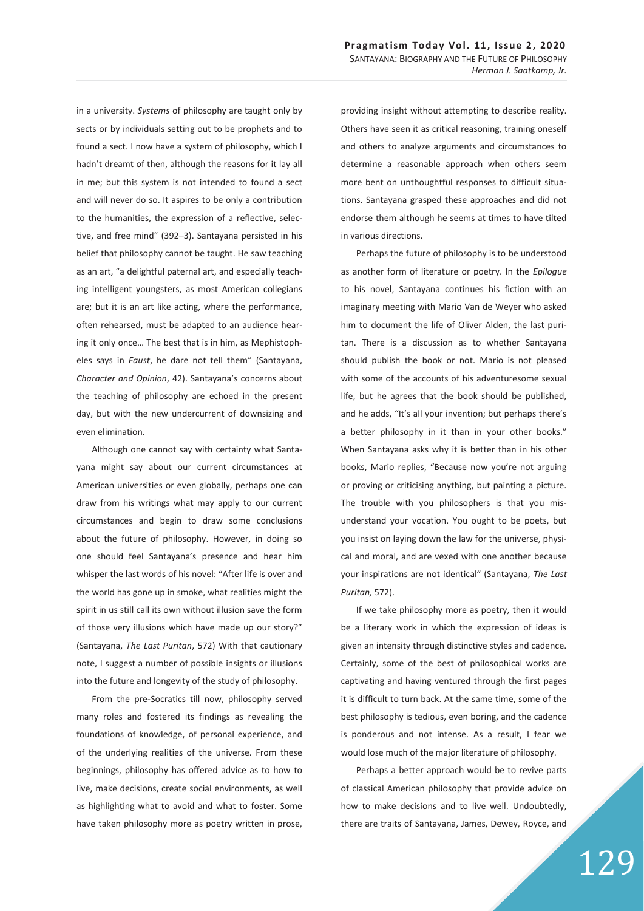in a university. *Systems* of philosophy are taught only by sects or by individuals setting out to be prophets and to found a sect. I now have a system of philosophy, which I hadn't dreamt of then, although the reasons for it lay all in me; but this system is not intended to found a sect and will never do so. It aspires to be only a contribution to the humanities, the expression of a reflective, selective, and free mind" (392–3). Santayana persisted in his belief that philosophy cannot be taught. He saw teaching as an art, "a delightful paternal art, and especially teaching intelligent youngsters, as most American collegians are; but it is an art like acting, where the performance, often rehearsed, must be adapted to an audience hearing it only once… The best that is in him, as Mephistopheles says in *Faust*, he dare not tell them" (Santayana, *Character and Opinion*, 42). Santayana's concerns about the teaching of philosophy are echoed in the present day, but with the new undercurrent of downsizing and even elimination.

Although one cannot say with certainty what Santayana might say about our current circumstances at American universities or even globally, perhaps one can draw from his writings what may apply to our current circumstances and begin to draw some conclusions about the future of philosophy. However, in doing so one should feel Santayana's presence and hear him whisper the last words of his novel: "After life is over and the world has gone up in smoke, what realities might the spirit in us still call its own without illusion save the form of those very illusions which have made up our story?" (Santayana, *The Last Puritan*, 572) With that cautionary note, I suggest a number of possible insights or illusions into the future and longevity of the study of philosophy.

From the pre-Socratics till now, philosophy served many roles and fostered its findings as revealing the foundations of knowledge, of personal experience, and of the underlying realities of the universe. From these beginnings, philosophy has offered advice as to how to live, make decisions, create social environments, as well as highlighting what to avoid and what to foster. Some have taken philosophy more as poetry written in prose, providing insight without attempting to describe reality. Others have seen it as critical reasoning, training oneself and others to analyze arguments and circumstances to determine a reasonable approach when others seem more bent on unthoughtful responses to difficult situations. Santayana grasped these approaches and did not endorse them although he seems at times to have tilted in various directions.

Perhaps the future of philosophy is to be understood as another form of literature or poetry. In the *Epilogue* to his novel, Santayana continues his fiction with an imaginary meeting with Mario Van de Weyer who asked him to document the life of Oliver Alden, the last puritan. There is a discussion as to whether Santayana should publish the book or not. Mario is not pleased with some of the accounts of his adventuresome sexual life, but he agrees that the book should be published, and he adds, "It's all your invention; but perhaps there's a better philosophy in it than in your other books." When Santayana asks why it is better than in his other books, Mario replies, "Because now you're not arguing or proving or criticising anything, but painting a picture. The trouble with you philosophers is that you misunderstand your vocation. You ought to be poets, but you insist on laying down the law for the universe, physical and moral, and are vexed with one another because your inspirations are not identical" (Santayana, *The Last Puritan,* 572).

If we take philosophy more as poetry, then it would be a literary work in which the expression of ideas is given an intensity through distinctive styles and cadence. Certainly, some of the best of philosophical works are captivating and having ventured through the first pages it is difficult to turn back. At the same time, some of the best philosophy is tedious, even boring, and the cadence is ponderous and not intense. As a result, I fear we would lose much of the major literature of philosophy.

Perhaps a better approach would be to revive parts of classical American philosophy that provide advice on how to make decisions and to live well. Undoubtedly, there are traits of Santayana, James, Dewey, Royce, and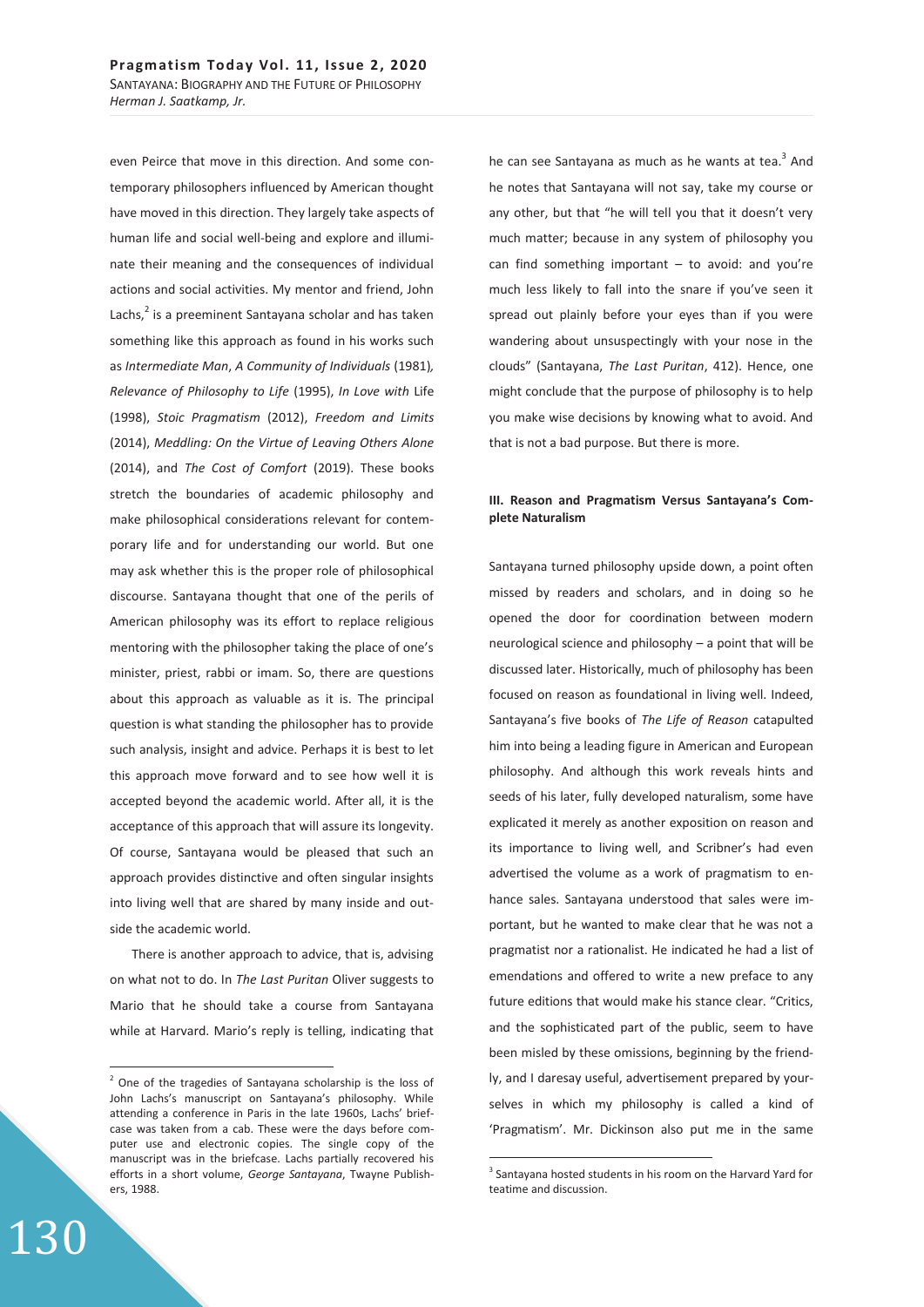even Peirce that move in this direction. And some contemporary philosophers influenced by American thought have moved in this direction. They largely take aspects of human life and social well-being and explore and illuminate their meaning and the consequences of individual actions and social activities. My mentor and friend, John Lachs,[2] is a preeminent Santayana scholar and has taken something like this approach as found in his works such as *Intermediate Man*, *A Community of Individuals* (1981), *Relevance of Philosophy to Life* (1995), *In Love with* Life (1998), *Stoic Pragmatism* (2012), *Freedom and Limits* (2014), *Meddling: On the Virtue of Leaving Others Alone* (2014), and *The Cost of Comfort* (2019). These books stretch the boundaries of academic philosophy and make philosophical considerations relevant for contemporary life and for understanding our world. But one may ask whether this is the proper role of philosophical discourse. Santayana thought that one of the perils of American philosophy was its effort to replace religious mentoring with the philosopher taking the place of one's minister, priest, rabbi or imam. So, there are questions about this approach as valuable as it is. The principal question is what standing the philosopher has to provide such analysis, insight and advice. Perhaps it is best to let this approach move forward and to see how well it is accepted beyond the academic world. After all, it is the acceptance of this approach that will assure its longevity. Of course, Santayana would be pleased that such an approach provides distinctive and often singular insights into living well that are shared by many inside and outside the academic world.

There is another approach to advice, that is, advising on what not to do. In *The Last Puritan* Oliver suggests to Mario that he should take a course from Santayana while at Harvard. Mario's reply is telling, indicating that he can see Santayana as much as he wants at tea.[3] And he notes that Santayana will not say, take my course or any other, but that "he will tell you that it doesn't very much matter; because in any system of philosophy you can find something important – to avoid: and you're much less likely to fall into the snare if you've seen it spread out plainly before your eyes than if you were wandering about unsuspectingly with your nose in the clouds" (Santayana, *The Last Puritan*, 412). Hence, one might conclude that the purpose of philosophy is to help you make wise decisions by knowing what to avoid. And that is not a bad purpose. But there is more.

### III. Reason and Pragmatism Versus Santayana's Complete Naturalism

Santayana turned philosophy upside down, a point often missed by readers and scholars, and in doing so he opened the door for coordination between modern neurological science and philosophy – a point that will be discussed later. Historically, much of philosophy has been focused on reason as foundational in living well. Indeed, Santayana's five books of *The Life of Reason* catapulted him into being a leading figure in American and European philosophy. And although this work reveals hints and seeds of his later, fully developed naturalism, some have explicated it merely as another exposition on reason and its importance to living well, and Scribner's had even advertised the volume as a work of pragmatism to enhance sales. Santayana understood that sales were important, but he wanted to make clear that he was not a pragmatist nor a rationalist. He indicated he had a list of emendations and offered to write a new preface to any future editions that would make his stance clear. "Critics, and the sophisticated part of the public, seem to have been misled by these omissions, beginning by the friendly, and I daresay useful, advertisement prepared by yourselves in which my philosophy is called a kind of 'Pragmatism'. Mr. Dickinson also put me in the same

[2] One of the tragedies of Santayana scholarship is the loss of John Lachs's manuscript on Santayana's philosophy. While attending a conference in Paris in the late 1960s, Lachs' briefcase was taken from a cab. These were the days before computer use and electronic copies. The single copy of the manuscript was in the briefcase. Lachs partially recovered his efforts in a short volume, *George Santayana*, Twayne Publishers, 1988.

[3] Santayana hosted students in his room on the Harvard Yard for teatime and discussion.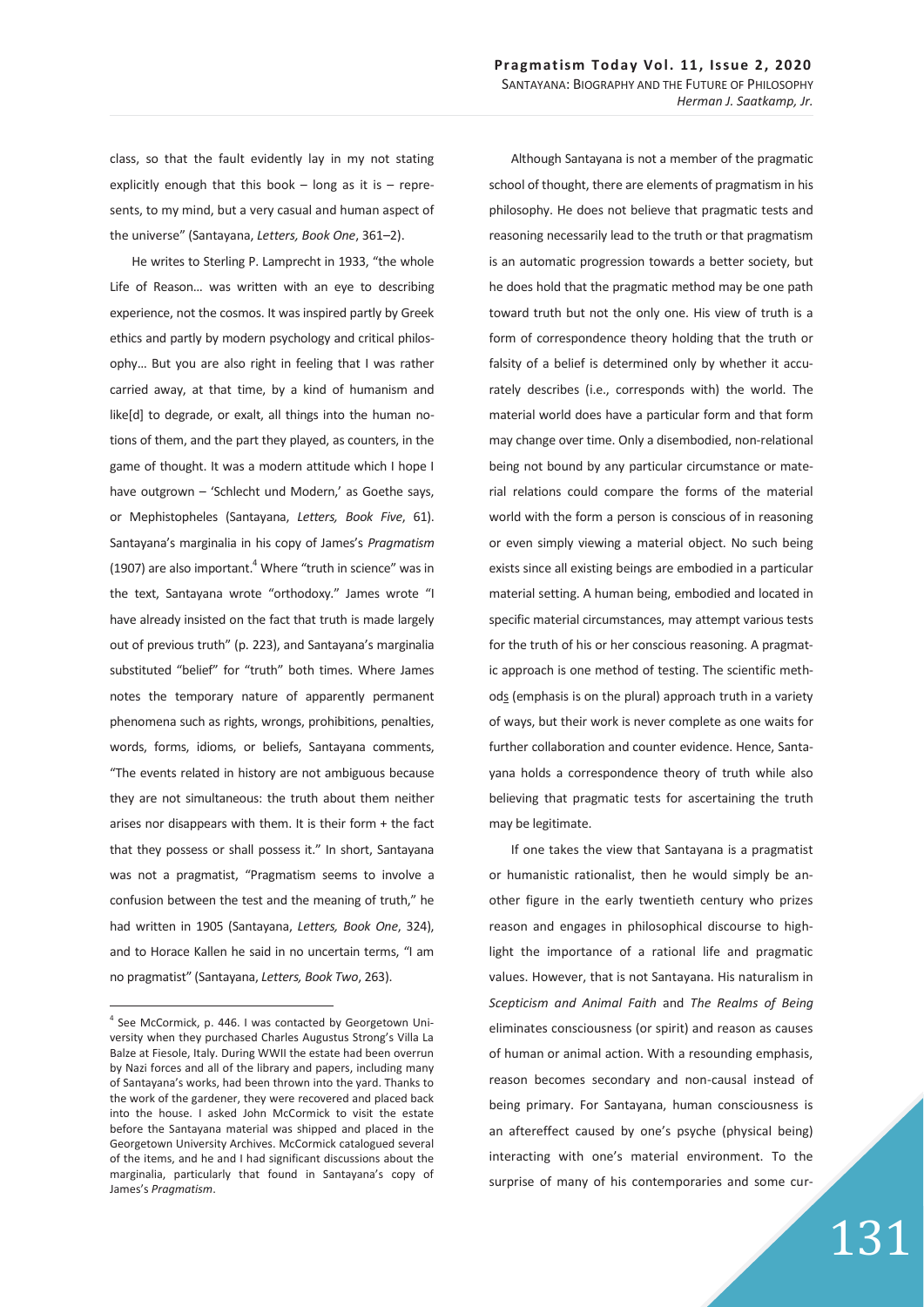class, so that the fault evidently lay in my not stating explicitly enough that this book – long as it is – represents, to my mind, but a very casual and human aspect of the universe" (Santayana, *Letters, Book One*, 361–2).

He writes to Sterling P. Lamprecht in 1933, "the whole Life of Reason… was written with an eye to describing experience, not the cosmos. It was inspired partly by Greek ethics and partly by modern psychology and critical philosophy… But you are also right in feeling that I was rather carried away, at that time, by a kind of humanism and like[d] to degrade, or exalt, all things into the human notions of them, and the part they played, as counters, in the game of thought. It was a modern attitude which I hope I have outgrown – 'Schlecht und Modern,' as Goethe says, or Mephistopheles (Santayana, *Letters, Book Five*, 61). Santayana's marginalia in his copy of James's *Pragmatism* (1907) are also important.[4] Where "truth in science" was in the text, Santayana wrote "orthodoxy." James wrote "I have already insisted on the fact that truth is made largely out of previous truth" (p. 223), and Santayana's marginalia substituted "belief" for "truth" both times. Where James notes the temporary nature of apparently permanent phenomena such as rights, wrongs, prohibitions, penalties, words, forms, idioms, or beliefs, Santayana comments, "The events related in history are not ambiguous because they are not simultaneous: the truth about them neither arises nor disappears with them. It is their form + the fact that they possess or shall possess it." In short, Santayana was not a pragmatist, "Pragmatism seems to involve a confusion between the test and the meaning of truth," he had written in 1905 (Santayana, *Letters, Book One*, 324), and to Horace Kallen he said in no uncertain terms, "I am no pragmatist" (Santayana, *Letters, Book Two*, 263).

Although Santayana is not a member of the pragmatic school of thought, there are elements of pragmatism in his philosophy. He does not believe that pragmatic tests and reasoning necessarily lead to the truth or that pragmatism is an automatic progression towards a better society, but he does hold that the pragmatic method may be one path toward truth but not the only one. His view of truth is a form of correspondence theory holding that the truth or falsity of a belief is determined only by whether it accurately describes (i.e., corresponds with) the world. The material world does have a particular form and that form may change over time. Only a disembodied, non-relational being not bound by any particular circumstance or material relations could compare the forms of the material world with the form a person is conscious of in reasoning or even simply viewing a material object. No such being exists since all existing beings are embodied in a particular material setting. A human being, embodied and located in specific material circumstances, may attempt various tests for the truth of his or her conscious reasoning. A pragmatic approach is one method of testing. The scientific method<u>s</u> (emphasis is on the plural) approach truth in a variety of ways, but their work is never complete as one waits for further collaboration and counter evidence. Hence, Santayana holds a correspondence theory of truth while also believing that pragmatic tests for ascertaining the truth may be legitimate.

If one takes the view that Santayana is a pragmatist or humanistic rationalist, then he would simply be another figure in the early twentieth century who prizes reason and engages in philosophical discourse to highlight the importance of a rational life and pragmatic values. However, that is not Santayana. His naturalism in *Scepticism and Animal Faith* and *The Realms of Being* eliminates consciousness (or spirit) and reason as causes of human or animal action. With a resounding emphasis, reason becomes secondary and non-causal instead of being primary. For Santayana, human consciousness is an aftereffect caused by one's psyche (physical being) interacting with one's material environment. To the surprise of many of his contemporaries and some cur-

---

[4] See McCormick, p. 446. I was contacted by Georgetown University when they purchased Charles Augustus Strong's Villa La Balze at Fiesole, Italy. During WWII the estate had been overrun by Nazi forces and all of the library and papers, including many of Santayana's works, had been thrown into the yard. Thanks to the work of the gardener, they were recovered and placed back into the house. I asked John McCormick to visit the estate before the Santayana material was shipped and placed in the Georgetown University Archives. McCormick catalogued several of the items, and he and I had significant discussions about the marginalia, particularly that found in Santayana's copy of James's *Pragmatism*.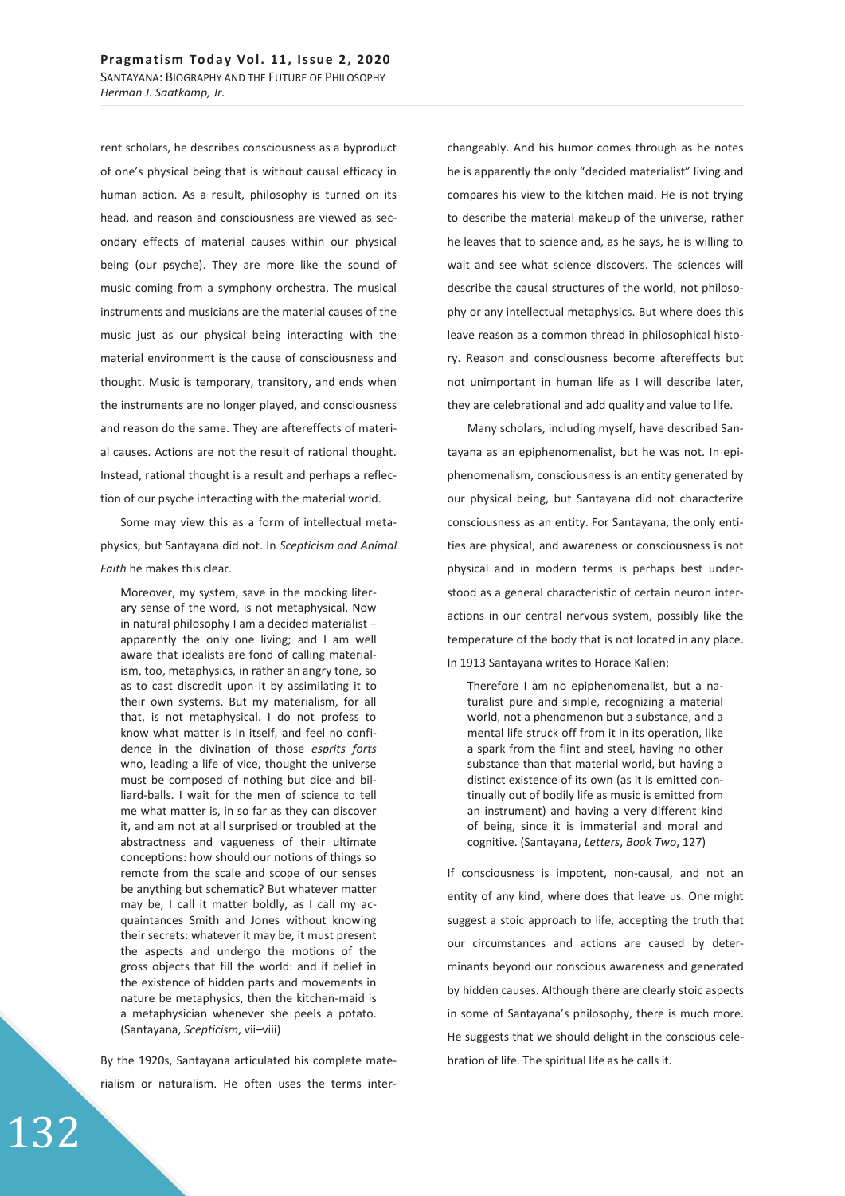rent scholars, he describes consciousness as a byproduct of one's physical being that is without causal efficacy in human action. As a result, philosophy is turned on its head, and reason and consciousness are viewed as secondary effects of material causes within our physical being (our psyche). They are more like the sound of music coming from a symphony orchestra. The musical instruments and musicians are the material causes of the music just as our physical being interacting with the material environment is the cause of consciousness and thought. Music is temporary, transitory, and ends when the instruments are no longer played, and consciousness and reason do the same. They are aftereffects of material causes. Actions are not the result of rational thought. Instead, rational thought is a result and perhaps a reflection of our psyche interacting with the material world.

Some may view this as a form of intellectual metaphysics, but Santayana did not. In *Scepticism and Animal Faith* he makes this clear.

> Moreover, my system, save in the mocking literary sense of the word, is not metaphysical. Now in natural philosophy I am a decided materialist – apparently the only one living; and I am well aware that idealists are fond of calling materialism, too, metaphysics, in rather an angry tone, so as to cast discredit upon it by assimilating it to their own systems. But my materialism, for all that, is not metaphysical. I do not profess to know what matter is in itself, and feel no confidence in the divination of those *esprits forts* who, leading a life of vice, thought the universe must be composed of nothing but dice and billiard-balls. I wait for the men of science to tell me what matter is, in so far as they can discover it, and am not at all surprised or troubled at the abstractness and vagueness of their ultimate conceptions: how should our notions of things so remote from the scale and scope of our senses be anything but schematic? But whatever matter may be, I call it matter boldly, as I call my acquaintances Smith and Jones without knowing their secrets: whatever it may be, it must present the aspects and undergo the motions of the gross objects that fill the world: and if belief in the existence of hidden parts and movements in nature be metaphysics, then the kitchen-maid is a metaphysician whenever she peels a potato. (Santayana, *Scepticism*, vii–viii)

By the 1920s, Santayana articulated his complete materialism or naturalism. He often uses the terms interchangeably. And his humor comes through as he notes he is apparently the only "decided materialist" living and compares his view to the kitchen maid. He is not trying to describe the material makeup of the universe, rather he leaves that to science and, as he says, he is willing to wait and see what science discovers. The sciences will describe the causal structures of the world, not philosophy or any intellectual metaphysics. But where does this leave reason as a common thread in philosophical history. Reason and consciousness become aftereffects but not unimportant in human life as I will describe later, they are celebrational and add quality and value to life.

Many scholars, including myself, have described Santayana as an epiphenomenalist, but he was not. In epiphenomenalism, consciousness is an entity generated by our physical being, but Santayana did not characterize consciousness as an entity. For Santayana, the only entities are physical, and awareness or consciousness is not physical and in modern terms is perhaps best understood as a general characteristic of certain neuron interactions in our central nervous system, possibly like the temperature of the body that is not located in any place. In 1913 Santayana writes to Horace Kallen:

> Therefore I am no epiphenomenalist, but a naturalist pure and simple, recognizing a material world, not a phenomenon but a substance, and a mental life struck off from it in its operation, like a spark from the flint and steel, having no other substance than that material world, but having a distinct existence of its own (as it is emitted continually out of bodily life as music is emitted from an instrument) and having a very different kind of being, since it is immaterial and moral and cognitive. (Santayana, *Letters*, *Book Two*, 127)

If consciousness is impotent, non-causal, and not an entity of any kind, where does that leave us. One might suggest a stoic approach to life, accepting the truth that our circumstances and actions are caused by determinants beyond our conscious awareness and generated by hidden causes. Although there are clearly stoic aspects in some of Santayana's philosophy, there is much more. He suggests that we should delight in the conscious celebration of life. The spiritual life as he calls it.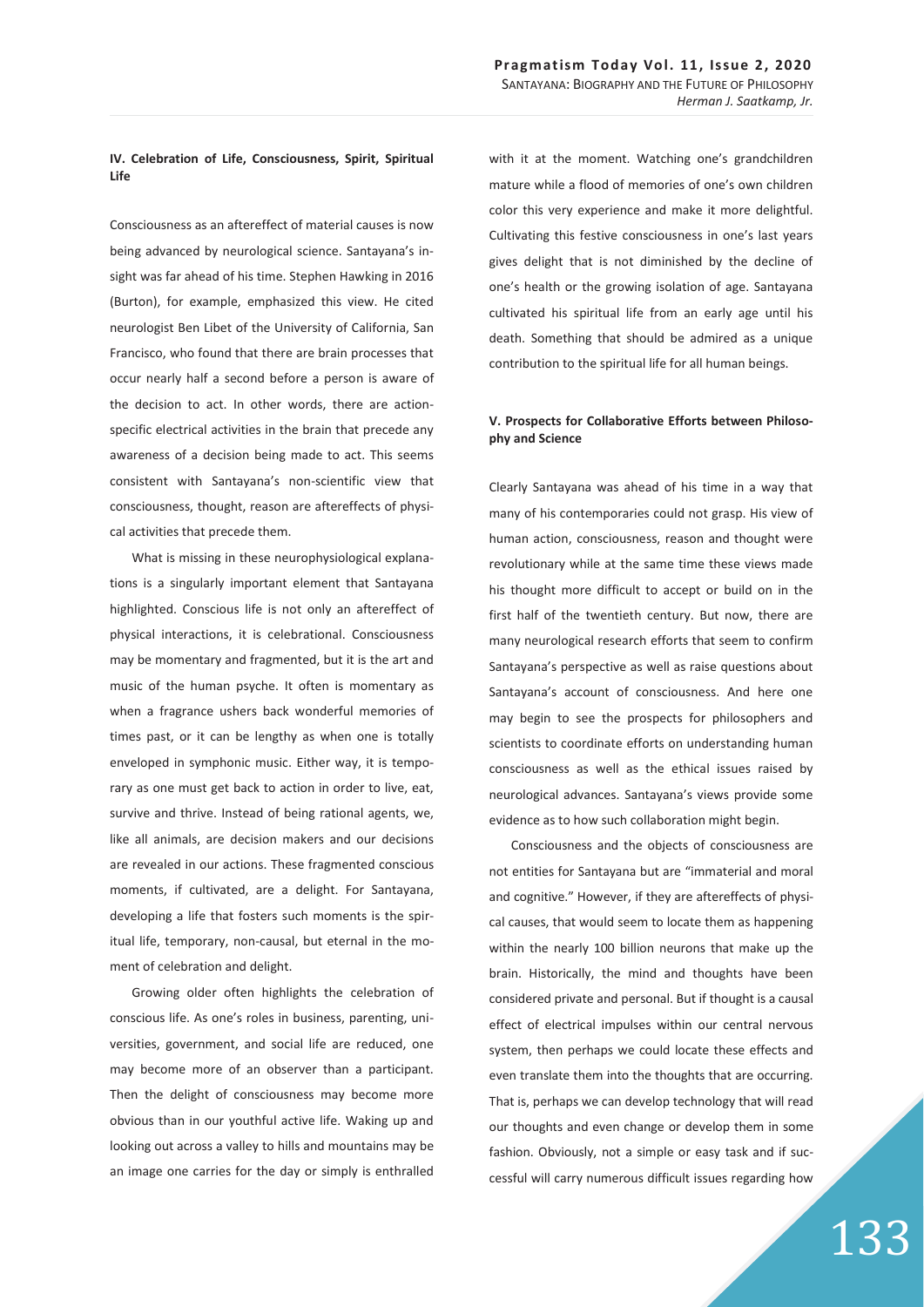### IV. Celebration of Life, Consciousness, Spirit, Spiritual Life

Consciousness as an aftereffect of material causes is now being advanced by neurological science. Santayana's insight was far ahead of his time. Stephen Hawking in 2016 (Burton), for example, emphasized this view. He cited neurologist Ben Libet of the University of California, San Francisco, who found that there are brain processes that occur nearly half a second before a person is aware of the decision to act. In other words, there are action-specific electrical activities in the brain that precede any awareness of a decision being made to act. This seems consistent with Santayana's non-scientific view that consciousness, thought, reason are aftereffects of physical activities that precede them.

What is missing in these neurophysiological explanations is a singularly important element that Santayana highlighted. Conscious life is not only an aftereffect of physical interactions, it is celebrational. Consciousness may be momentary and fragmented, but it is the art and music of the human psyche. It often is momentary as when a fragrance ushers back wonderful memories of times past, or it can be lengthy as when one is totally enveloped in symphonic music. Either way, it is temporary as one must get back to action in order to live, eat, survive and thrive. Instead of being rational agents, we, like all animals, are decision makers and our decisions are revealed in our actions. These fragmented conscious moments, if cultivated, are a delight. For Santayana, developing a life that fosters such moments is the spiritual life, temporary, non-causal, but eternal in the moment of celebration and delight.

Growing older often highlights the celebration of conscious life. As one's roles in business, parenting, universities, government, and social life are reduced, one may become more of an observer than a participant. Then the delight of consciousness may become more obvious than in our youthful active life. Waking up and looking out across a valley to hills and mountains may be an image one carries for the day or simply is enthralled with it at the moment. Watching one's grandchildren mature while a flood of memories of one's own children color this very experience and make it more delightful. Cultivating this festive consciousness in one's last years gives delight that is not diminished by the decline of one's health or the growing isolation of age. Santayana cultivated his spiritual life from an early age until his death. Something that should be admired as a unique contribution to the spiritual life for all human beings.

### V. Prospects for Collaborative Efforts between Philosophy and Science

Clearly Santayana was ahead of his time in a way that many of his contemporaries could not grasp. His view of human action, consciousness, reason and thought were revolutionary while at the same time these views made his thought more difficult to accept or build on in the first half of the twentieth century. But now, there are many neurological research efforts that seem to confirm Santayana's perspective as well as raise questions about Santayana's account of consciousness. And here one may begin to see the prospects for philosophers and scientists to coordinate efforts on understanding human consciousness as well as the ethical issues raised by neurological advances. Santayana's views provide some evidence as to how such collaboration might begin.

Consciousness and the objects of consciousness are not entities for Santayana but are "immaterial and moral and cognitive." However, if they are aftereffects of physical causes, that would seem to locate them as happening within the nearly 100 billion neurons that make up the brain. Historically, the mind and thoughts have been considered private and personal. But if thought is a causal effect of electrical impulses within our central nervous system, then perhaps we could locate these effects and even translate them into the thoughts that are occurring. That is, perhaps we can develop technology that will read our thoughts and even change or develop them in some fashion. Obviously, not a simple or easy task and if successful will carry numerous difficult issues regarding how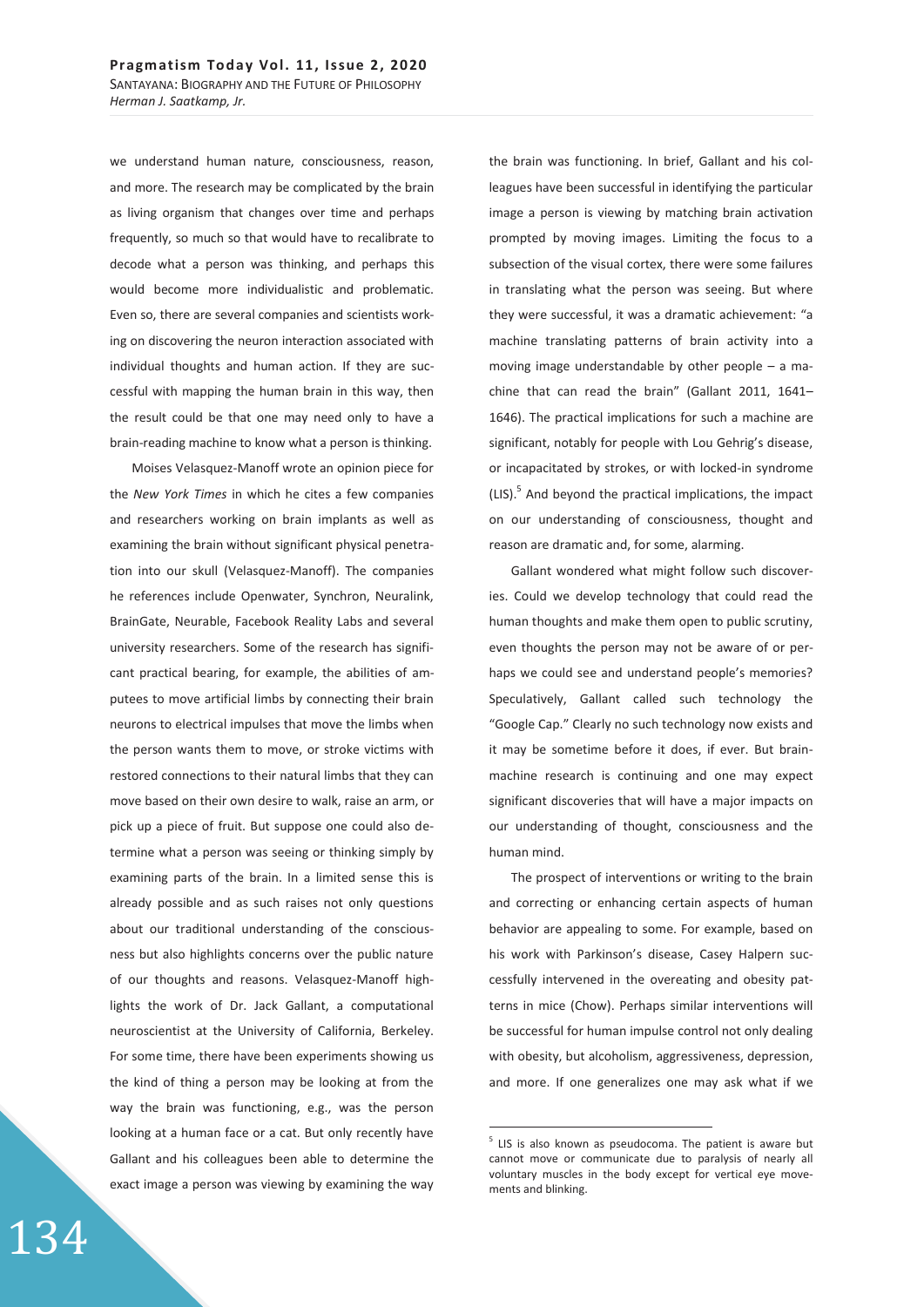we understand human nature, consciousness, reason, and more. The research may be complicated by the brain as living organism that changes over time and perhaps frequently, so much so that would have to recalibrate to decode what a person was thinking, and perhaps this would become more individualistic and problematic. Even so, there are several companies and scientists working on discovering the neuron interaction associated with individual thoughts and human action. If they are successful with mapping the human brain in this way, then the result could be that one may need only to have a brain-reading machine to know what a person is thinking.

Moises Velasquez-Manoff wrote an opinion piece for the *New York Times* in which he cites a few companies and researchers working on brain implants as well as examining the brain without significant physical penetration into our skull (Velasquez-Manoff). The companies he references include Openwater, Synchron, Neuralink, BrainGate, Neurable, Facebook Reality Labs and several university researchers. Some of the research has significant practical bearing, for example, the abilities of amputees to move artificial limbs by connecting their brain neurons to electrical impulses that move the limbs when the person wants them to move, or stroke victims with restored connections to their natural limbs that they can move based on their own desire to walk, raise an arm, or pick up a piece of fruit. But suppose one could also determine what a person was seeing or thinking simply by examining parts of the brain. In a limited sense this is already possible and as such raises not only questions about our traditional understanding of the consciousness but also highlights concerns over the public nature of our thoughts and reasons. Velasquez-Manoff highlights the work of Dr. Jack Gallant, a computational neuroscientist at the University of California, Berkeley. For some time, there have been experiments showing us the kind of thing a person may be looking at from the way the brain was functioning, e.g., was the person looking at a human face or a cat. But only recently have Gallant and his colleagues been able to determine the exact image a person was viewing by examining the way the brain was functioning. In brief, Gallant and his colleagues have been successful in identifying the particular image a person is viewing by matching brain activation prompted by moving images. Limiting the focus to a subsection of the visual cortex, there were some failures in translating what the person was seeing. But where they were successful, it was a dramatic achievement: "a machine translating patterns of brain activity into a moving image understandable by other people – a machine that can read the brain" (Gallant 2011, 1641–1646). The practical implications for such a machine are significant, notably for people with Lou Gehrig's disease, or incapacitated by strokes, or with locked-in syndrome (LIS).[5] And beyond the practical implications, the impact on our understanding of consciousness, thought and reason are dramatic and, for some, alarming.

Gallant wondered what might follow such discoveries. Could we develop technology that could read the human thoughts and make them open to public scrutiny, even thoughts the person may not be aware of or perhaps we could see and understand people's memories? Speculatively, Gallant called such technology the "Google Cap." Clearly no such technology now exists and it may be sometime before it does, if ever. But brain-machine research is continuing and one may expect significant discoveries that will have a major impacts on our understanding of thought, consciousness and the human mind.

The prospect of interventions or writing to the brain and correcting or enhancing certain aspects of human behavior are appealing to some. For example, based on his work with Parkinson's disease, Casey Halpern successfully intervened in the overeating and obesity patterns in mice (Chow). Perhaps similar interventions will be successful for human impulse control not only dealing with obesity, but alcoholism, aggressiveness, depression, and more. If one generalizes one may ask what if we

[5] LIS is also known as pseudocoma. The patient is aware but cannot move or communicate due to paralysis of nearly all voluntary muscles in the body except for vertical eye movements and blinking.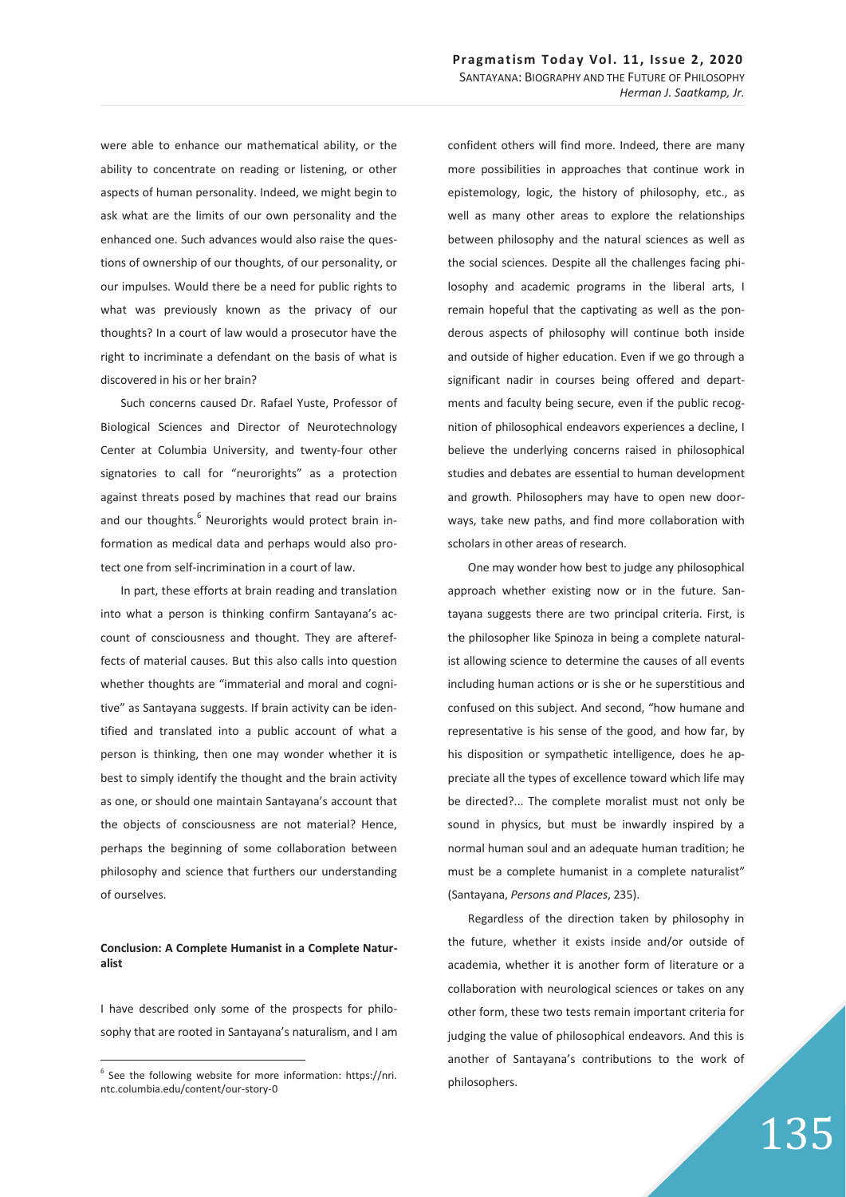were able to enhance our mathematical ability, or the ability to concentrate on reading or listening, or other aspects of human personality. Indeed, we might begin to ask what are the limits of our own personality and the enhanced one. Such advances would also raise the questions of ownership of our thoughts, of our personality, or our impulses. Would there be a need for public rights to what was previously known as the privacy of our thoughts? In a court of law would a prosecutor have the right to incriminate a defendant on the basis of what is discovered in his or her brain?

Such concerns caused Dr. Rafael Yuste, Professor of Biological Sciences and Director of Neurotechnology Center at Columbia University, and twenty-four other signatories to call for "neurorights" as a protection against threats posed by machines that read our brains and our thoughts.[6] Neurorights would protect brain information as medical data and perhaps would also protect one from self-incrimination in a court of law.

In part, these efforts at brain reading and translation into what a person is thinking confirm Santayana's account of consciousness and thought. They are aftereffects of material causes. But this also calls into question whether thoughts are "immaterial and moral and cognitive" as Santayana suggests. If brain activity can be identified and translated into a public account of what a person is thinking, then one may wonder whether it is best to simply identify the thought and the brain activity as one, or should one maintain Santayana's account that the objects of consciousness are not material? Hence, perhaps the beginning of some collaboration between philosophy and science that furthers our understanding of ourselves.

## Conclusion: A Complete Humanist in a Complete Naturalist

I have described only some of the prospects for philosophy that are rooted in Santayana's naturalism, and I am confident others will find more. Indeed, there are many more possibilities in approaches that continue work in epistemology, logic, the history of philosophy, etc., as well as many other areas to explore the relationships between philosophy and the natural sciences as well as the social sciences. Despite all the challenges facing philosophy and academic programs in the liberal arts, I remain hopeful that the captivating as well as the ponderous aspects of philosophy will continue both inside and outside of higher education. Even if we go through a significant nadir in courses being offered and departments and faculty being secure, even if the public recognition of philosophical endeavors experiences a decline, I believe the underlying concerns raised in philosophical studies and debates are essential to human development and growth. Philosophers may have to open new doorways, take new paths, and find more collaboration with scholars in other areas of research.

One may wonder how best to judge any philosophical approach whether existing now or in the future. Santayana suggests there are two principal criteria. First, is the philosopher like Spinoza in being a complete naturalist allowing science to determine the causes of all events including human actions or is she or he superstitious and confused on this subject. And second, "how humane and representative is his sense of the good, and how far, by his disposition or sympathetic intelligence, does he appreciate all the types of excellence toward which life may be directed?... The complete moralist must not only be sound in physics, but must be inwardly inspired by a normal human soul and an adequate human tradition; he must be a complete humanist in a complete naturalist" (Santayana, *Persons and Places*, 235).

Regardless of the direction taken by philosophy in the future, whether it exists inside and/or outside of academia, whether it is another form of literature or a collaboration with neurological sciences or takes on any other form, these two tests remain important criteria for judging the value of philosophical endeavors. And this is another of Santayana's contributions to the work of philosophers.

[6] See the following website for more information: https://nri.ntc.columbia.edu/content/our-story-0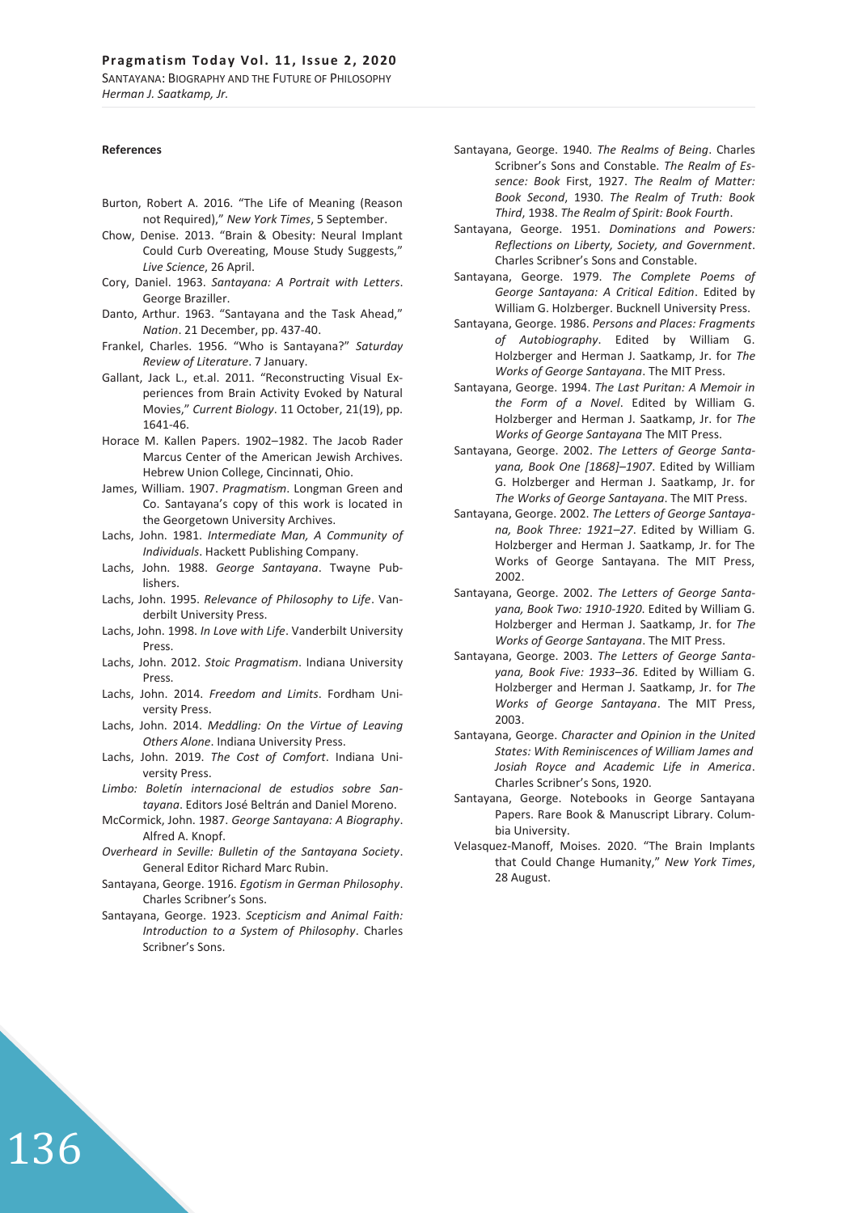#### References

Burton, Robert A. 2016. "The Life of Meaning (Reason not Required)," *New York Times*, 5 September.

Chow, Denise. 2013. "Brain & Obesity: Neural Implant Could Curb Overeating, Mouse Study Suggests," *Live Science*, 26 April.

Cory, Daniel. 1963. *Santayana: A Portrait with Letters*. George Braziller.

Danto, Arthur. 1963. "Santayana and the Task Ahead," *Nation*. 21 December, pp. 437-40.

Frankel, Charles. 1956. "Who is Santayana?" *Saturday Review of Literature*. 7 January.

Gallant, Jack L., et.al. 2011. "Reconstructing Visual Experiences from Brain Activity Evoked by Natural Movies," *Current Biology*. 11 October, 21(19), pp. 1641-46.

Horace M. Kallen Papers. 1902–1982. The Jacob Rader Marcus Center of the American Jewish Archives. Hebrew Union College, Cincinnati, Ohio.

James, William. 1907. *Pragmatism*. Longman Green and Co. Santayana's copy of this work is located in the Georgetown University Archives.

Lachs, John. 1981. *Intermediate Man, A Community of Individuals*. Hackett Publishing Company.

Lachs, John. 1988. *George Santayana*. Twayne Publishers.

Lachs, John. 1995. *Relevance of Philosophy to Life*. Vanderbilt University Press.

Lachs, John. 1998. *In Love with Life*. Vanderbilt University Press.

Lachs, John. 2012. *Stoic Pragmatism*. Indiana University Press.

Lachs, John. 2014. *Freedom and Limits*. Fordham University Press.

Lachs, John. 2014. *Meddling: On the Virtue of Leaving Others Alone*. Indiana University Press.

Lachs, John. 2019. *The Cost of Comfort*. Indiana University Press.

*Limbo: Boletín internacional de estudios sobre Santayana*. Editors José Beltrán and Daniel Moreno.

McCormick, John. 1987. *George Santayana: A Biography*. Alfred A. Knopf.

*Overheard in Seville: Bulletin of the Santayana Society*. General Editor Richard Marc Rubin.

Santayana, George. 1916. *Egotism in German Philosophy*. Charles Scribner's Sons.

Santayana, George. 1923. *Scepticism and Animal Faith: Introduction to a System of Philosophy*. Charles Scribner's Sons.

Santayana, George. 1940. *The Realms of Being*. Charles Scribner's Sons and Constable. *The Realm of Essence: Book* First, 1927. *The Realm of Matter: Book Second*, 1930. *The Realm of Truth: Book Third*, 1938. *The Realm of Spirit: Book Fourth*.

Santayana, George. 1951. *Dominations and Powers: Reflections on Liberty, Society, and Government*. Charles Scribner's Sons and Constable.

Santayana, George. 1979. *The Complete Poems of George Santayana: A Critical Edition*. Edited by William G. Holzberger. Bucknell University Press.

Santayana, George. 1986. *Persons and Places: Fragments of Autobiography*. Edited by William G. Holzberger and Herman J. Saatkamp, Jr. for *The Works of George Santayana*. The MIT Press.

Santayana, George. 1994. *The Last Puritan: A Memoir in the Form of a Novel*. Edited by William G. Holzberger and Herman J. Saatkamp, Jr. for *The Works of George Santayana* The MIT Press.

Santayana, George. 2002. *The Letters of George Santayana, Book One [1868]–1907*. Edited by William G. Holzberger and Herman J. Saatkamp, Jr. for *The Works of George Santayana*. The MIT Press.

Santayana, George. 2002. *The Letters of George Santayana, Book Three: 1921–27*. Edited by William G. Holzberger and Herman J. Saatkamp, Jr. for The Works of George Santayana. The MIT Press, 2002.

Santayana, George. 2002. *The Letters of George Santayana, Book Two: 1910-1920*. Edited by William G. Holzberger and Herman J. Saatkamp, Jr. for *The Works of George Santayana*. The MIT Press.

Santayana, George. 2003. *The Letters of George Santayana, Book Five: 1933–36*. Edited by William G. Holzberger and Herman J. Saatkamp, Jr. for *The Works of George Santayana*. The MIT Press, 2003.

Santayana, George. *Character and Opinion in the United States: With Reminiscences of William James and Josiah Royce and Academic Life in America*. Charles Scribner's Sons, 1920.

Santayana, George. Notebooks in George Santayana Papers. Rare Book & Manuscript Library. Columbia University.

Velasquez-Manoff, Moises. 2020. "The Brain Implants that Could Change Humanity," *New York Times*, 28 August.